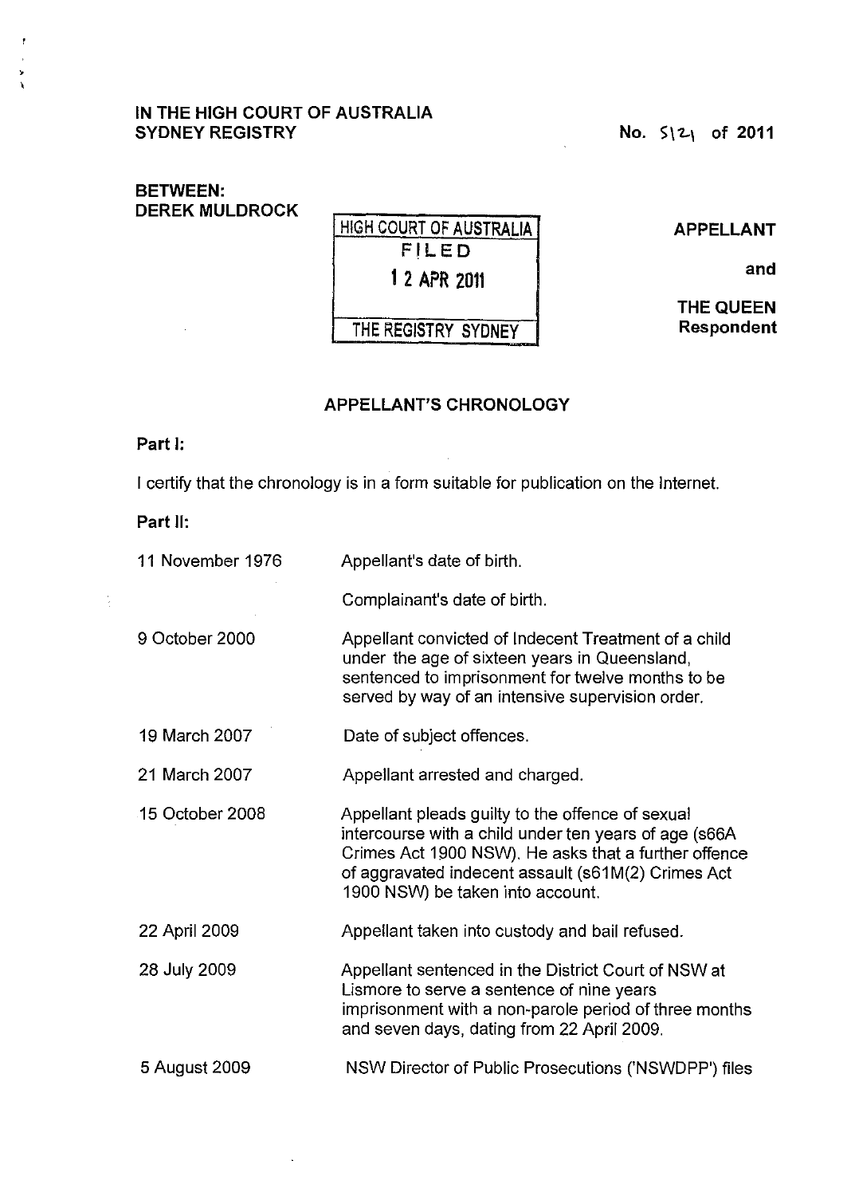IN THE HIGH COURT OF AUSTRALIA
SYDNEY REGISTRY

No. S121 of 2011

BETWEEN:
DEREK MULDROCK

HIGH COURT OF AUSTRALIA
FILED
12 APR 2011
THE REGISTRY SYDNEY

APPELLANT

and

THE QUEEN
Respondent

## APPELLANT'S CHRONOLOGY

**Part I:**

I certify that the chronology is in a form suitable for publication on the Internet.

**Part II:**

| | |
|---|---|
| 11 November 1976 | Appellant's date of birth. |
| | Complainant's date of birth. |
| 9 October 2000 | Appellant convicted of Indecent Treatment of a child under the age of sixteen years in Queensland, sentenced to imprisonment for twelve months to be served by way of an intensive supervision order. |
| 19 March 2007 | Date of subject offences. |
| 21 March 2007 | Appellant arrested and charged. |
| 15 October 2008 | Appellant pleads guilty to the offence of sexual intercourse with a child under ten years of age (s66A Crimes Act 1900 NSW). He asks that a further offence of aggravated indecent assault (s61M(2) Crimes Act 1900 NSW) be taken into account. |
| 22 April 2009 | Appellant taken into custody and bail refused. |
| 28 July 2009 | Appellant sentenced in the District Court of NSW at Lismore to serve a sentence of nine years imprisonment with a non-parole period of three months and seven days, dating from 22 April 2009. |
| 5 August 2009 | NSW Director of Public Prosecutions ('NSWDPP') files |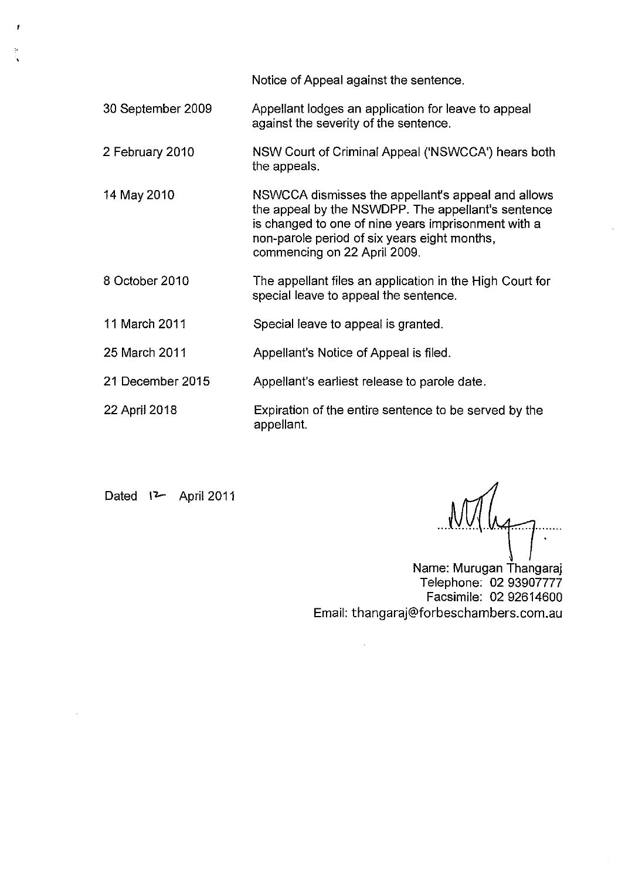| | |
|---|---|
| | Notice of Appeal against the sentence. |
| 30 September 2009 | Appellant lodges an application for leave to appeal against the severity of the sentence. |
| 2 February 2010 | NSW Court of Criminal Appeal ('NSWCCA') hears both the appeals. |
| 14 May 2010 | NSWCCA dismisses the appellant's appeal and allows the appeal by the NSWDPP. The appellant's sentence is changed to one of nine years imprisonment with a non-parole period of six years eight months, commencing on 22 April 2009. |
| 8 October 2010 | The appellant files an application in the High Court for special leave to appeal the sentence. |
| 11 March 2011 | Special leave to appeal is granted. |
| 25 March 2011 | Appellant's Notice of Appeal is filed. |
| 21 December 2015 | Appellant's earliest release to parole date. |
| 22 April 2018 | Expiration of the entire sentence to be served by the appellant. |

Dated 12 April 2011

Name: Murugan Thangaraj
Telephone: 02 93907777
Facsimile: 02 92614600
Email: thangaraj@forbeschambers.com.au